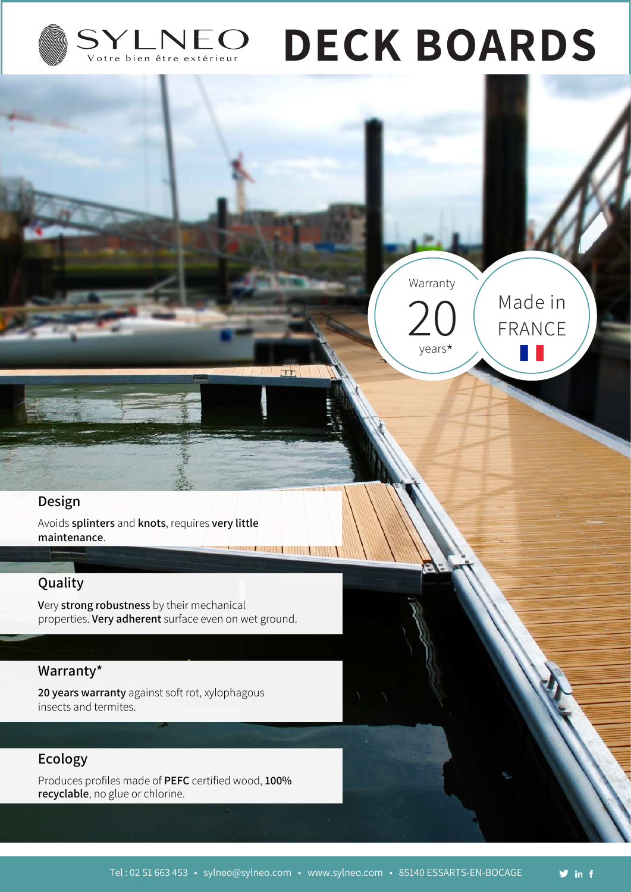SYLNEO
Votre bien être extérieur

# DECK BOARDS

Warranty 20 years*

Made in FRANCE

## Design

Avoids **splinters** and **knots**, requires **very little maintenance**.

## Quality

Very **strong robustness** by their mechanical properties. **Very adherent** surface even on wet ground.

## Warranty*

**20 years warranty** against soft rot, xylophagous insects and termites.

## Ecology

Produces profiles made of **PEFC** certified wood, **100% recyclable**, no glue or chlorine.

Tel : 02 51 663 453 • sylneo@sylneo.com • www.sylneo.com • 85140 ESSARTS-EN-BOCAGE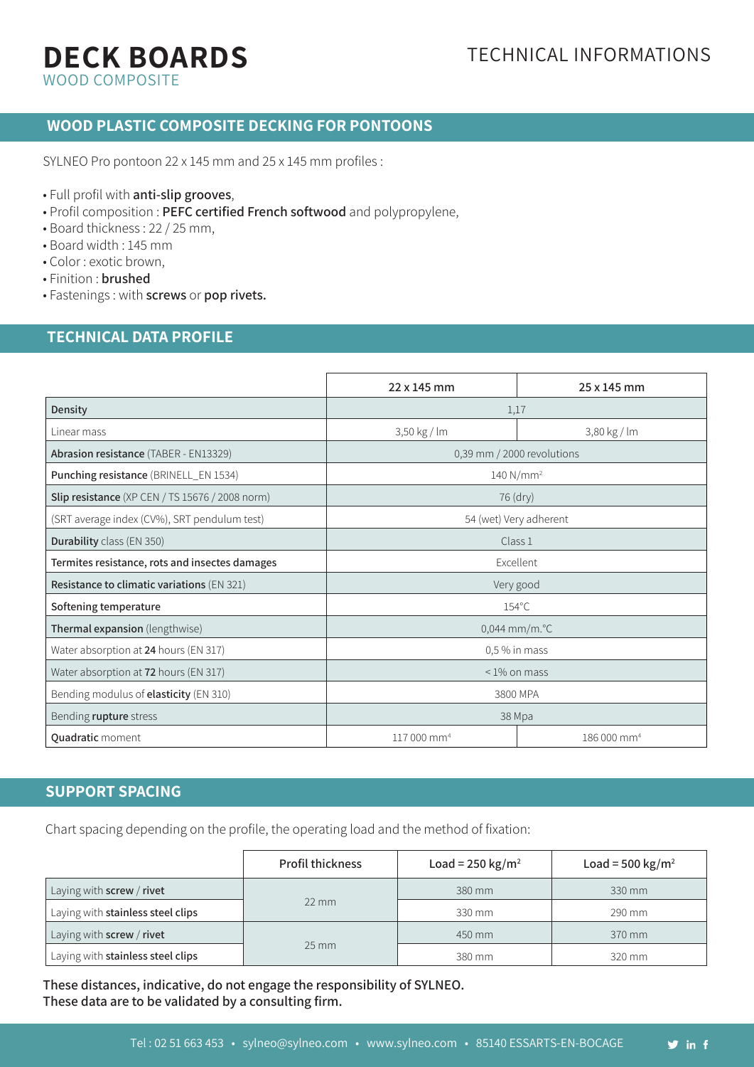# DECK BOARDS

WOOD COMPOSITE

TECHNICAL INFORMATIONS

## WOOD PLASTIC COMPOSITE DECKING FOR PONTOONS

SYLNEO Pro pontoon 22 x 145 mm and 25 x 145 mm profiles :

- Full profil with **anti-slip grooves**,
- Profil composition : **PEFC certified French softwood** and polypropylene,
- Board thickness : 22 / 25 mm,
- Board width : 145 mm
- Color : exotic brown,
- Finition : **brushed**
- Fastenings : with **screws** or **pop rivets.**

## TECHNICAL DATA PROFILE

| | 22 x 145 mm | 25 x 145 mm |
|---|---|---|
| **Density** | 1,17 | |
| Linear mass | 3,50 kg / lm | 3,80 kg / lm |
| **Abrasion resistance** (TABER - EN13329) | 0,39 mm / 2000 revolutions | |
| **Punching resistance** (BRINELL_EN 1534) | 140 N/mm² | |
| **Slip resistance** (XP CEN / TS 15676 / 2008 norm) | 76 (dry) | |
| (SRT average index (CV%), SRT pendulum test) | 54 (wet) Very adherent | |
| **Durability** class (EN 350) | Class 1 | |
| **Termites resistance, rots and insectes damages** | Excellent | |
| **Resistance to climatic variations** (EN 321) | Very good | |
| **Softening temperature** | 154°C | |
| **Thermal expansion** (lengthwise) | 0,044 mm/m.°C | |
| Water absorption at **24** hours (EN 317) | 0,5 % in mass | |
| Water absorption at **72** hours (EN 317) | < 1% on mass | |
| Bending modulus of **elasticity** (EN 310) | 3800 MPA | |
| Bending **rupture** stress | 38 Mpa | |
| **Quadratic** moment | 117 000 mm⁴ | 186 000 mm⁴ |

## SUPPORT SPACING

Chart spacing depending on the profile, the operating load and the method of fixation:

| | Profil thickness | Load = 250 kg/m² | Load = 500 kg/m² |
|---|---|---|---|
| Laying with **screw** / **rivet** | 22 mm | 380 mm | 330 mm |
| Laying with **stainless steel clips** | | 330 mm | 290 mm |
| Laying with **screw** / **rivet** | 25 mm | 450 mm | 370 mm |
| Laying with **stainless steel clips** | | 380 mm | 320 mm |

**These distances, indicative, do not engage the responsibility of SYLNEO.**
**These data are to be validated by a consulting firm.**

Tel : 02 51 663 453 • sylneo@sylneo.com • www.sylneo.com • 85140 ESSARTS-EN-BOCAGE